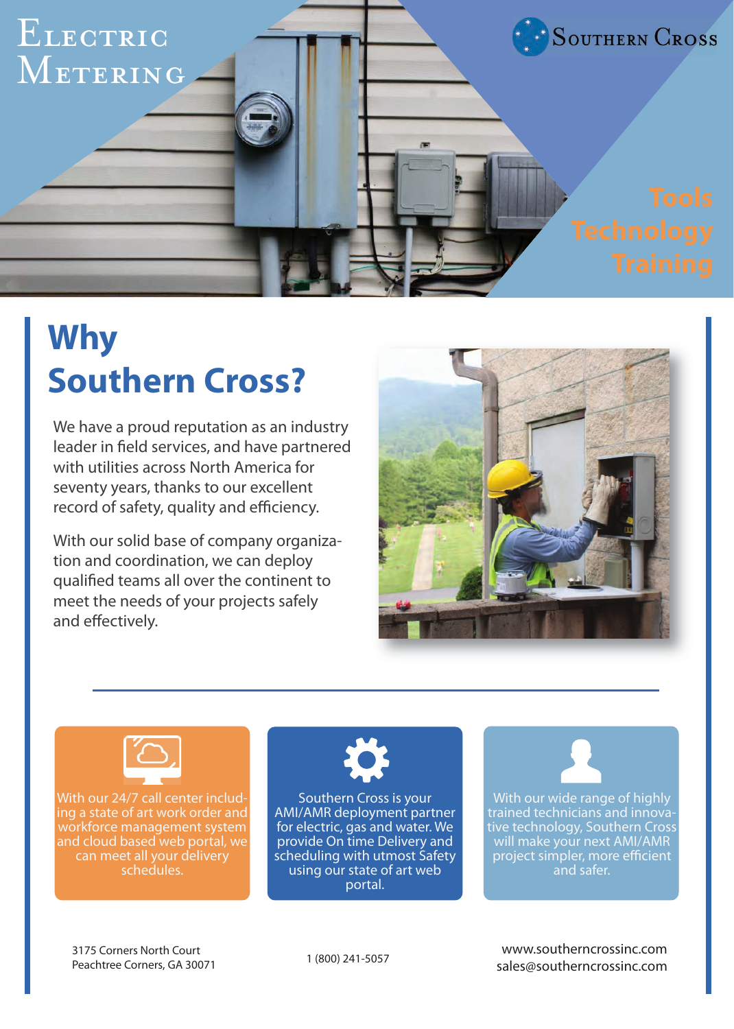# Electric Metering

Southern Cross

Tools
Technology
Training

## Why Southern Cross?

We have a proud reputation as an industry leader in field services, and have partnered with utilities across North America for seventy years, thanks to our excellent record of safety, quality and efficiency.

With our solid base of company organization and coordination, we can deploy qualified teams all over the continent to meet the needs of your projects safely and effectively.

With our 24/7 call center including a state of art work order and workforce management system and cloud based web portal, we can meet all your delivery schedules.

Southern Cross is your AMI/AMR deployment partner for electric, gas and water. We provide On time Delivery and scheduling with utmost Safety using our state of art web portal.

With our wide range of highly trained technicians and innovative technology, Southern Cross will make your next AMI/AMR project simpler, more efficient and safer.

3175 Corners North Court
Peachtree Corners, GA 30071

1 (800) 241-5057

www.southerncrossinc.com
sales@southerncrossinc.com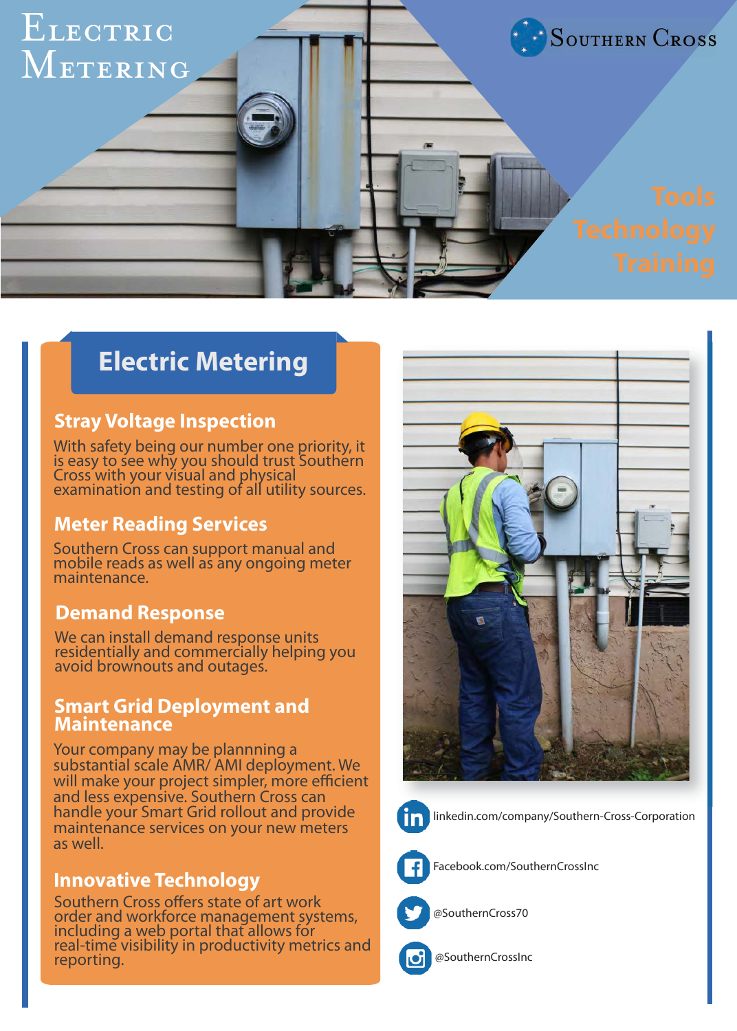# Electric Metering

Southern Cross

Tools
Technology
Training

## Electric Metering

### Stray Voltage Inspection

With safety being our number one priority, it is easy to see why you should trust Southern Cross with your visual and physical examination and testing of all utility sources.

### Meter Reading Services

Southern Cross can support manual and mobile reads as well as any ongoing meter maintenance.

### Demand Response

We can install demand response units residentially and commercially helping you avoid brownouts and outages.

### Smart Grid Deployment and Maintenance

Your company may be plannning a substantial scale AMR/ AMI deployment. We will make your project simpler, more efficient and less expensive. Southern Cross can handle your Smart Grid rollout and provide maintenance services on your new meters as well.

### Innovative Technology

Southern Cross offers state of art work order and workforce management systems, including a web portal that allows for real-time visibility in productivity metrics and reporting.

linkedin.com/company/Southern-Cross-Corporation

Facebook.com/SouthernCrossInc

@SouthernCross70

@SouthernCrossInc